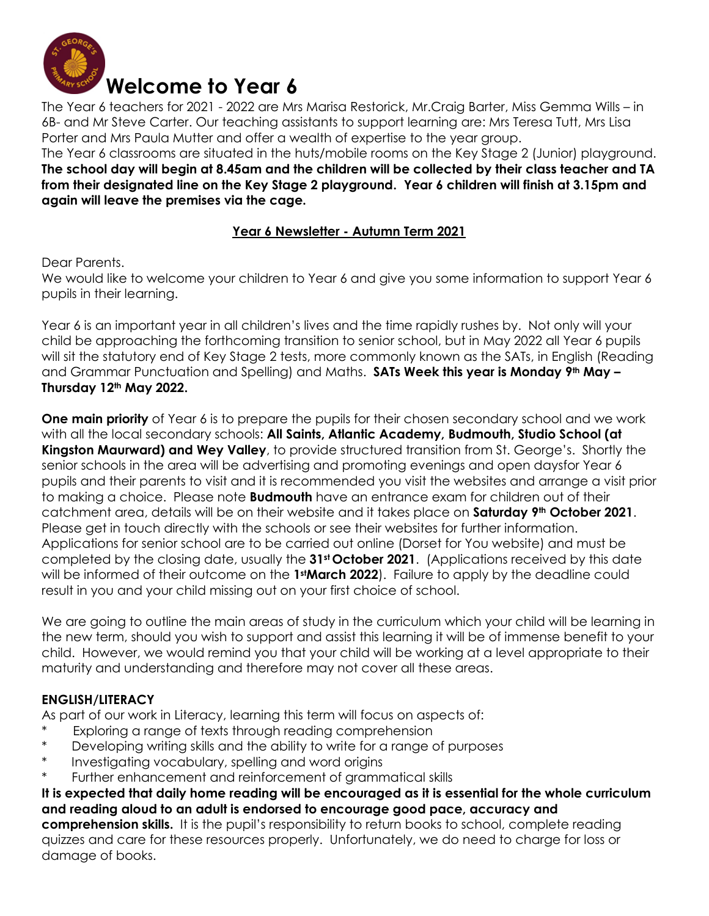# Welcome to Year 6

The Year 6 teachers for 2021 - 2022 are Mrs Marisa Restorick, Mr.Craig Barter, Miss Gemma Wills – in 6B- and Mr Steve Carter. Our teaching assistants to support learning are: Mrs Teresa Tutt, Mrs Lisa Porter and Mrs Paula Mutter and offer a wealth of expertise to the year group.

The Year 6 classrooms are situated in the huts/mobile rooms on the Key Stage 2 (Junior) playground. **The school day will begin at 8.45am and the children will be collected by their class teacher and TA from their designated line on the Key Stage 2 playground. Year 6 children will finish at 3.15pm and again will leave the premises via the cage.**

## Year 6 Newsletter - Autumn Term 2021

Dear Parents.

We would like to welcome your children to Year 6 and give you some information to support Year 6 pupils in their learning.

Year 6 is an important year in all children's lives and the time rapidly rushes by. Not only will your child be approaching the forthcoming transition to senior school, but in May 2022 all Year 6 pupils will sit the statutory end of Key Stage 2 tests, more commonly known as the SATs, in English (Reading and Grammar Punctuation and Spelling) and Maths. **SATs Week this year is Monday 9th May – Thursday 12th May 2022.**

**One main priority** of Year 6 is to prepare the pupils for their chosen secondary school and we work with all the local secondary schools: **All Saints, Atlantic Academy, Budmouth, Studio School (at Kingston Maurward) and Wey Valley**, to provide structured transition from St. George's. Shortly the senior schools in the area will be advertising and promoting evenings and open daysfor Year 6 pupils and their parents to visit and it is recommended you visit the websites and arrange a visit prior to making a choice. Please note **Budmouth** have an entrance exam for children out of their catchment area, details will be on their website and it takes place on **Saturday 9th October 2021**. Please get in touch directly with the schools or see their websites for further information. Applications for senior school are to be carried out online (Dorset for You website) and must be completed by the closing date, usually the **31st October 2021**. (Applications received by this date will be informed of their outcome on the **1stMarch 2022**). Failure to apply by the deadline could result in you and your child missing out on your first choice of school.

We are going to outline the main areas of study in the curriculum which your child will be learning in the new term, should you wish to support and assist this learning it will be of immense benefit to your child. However, we would remind you that your child will be working at a level appropriate to their maturity and understanding and therefore may not cover all these areas.

### ENGLISH/LITERACY

As part of our work in Literacy, learning this term will focus on aspects of:

- Exploring a range of texts through reading comprehension
- Developing writing skills and the ability to write for a range of purposes
- Investigating vocabulary, spelling and word origins
- Further enhancement and reinforcement of grammatical skills

**It is expected that daily home reading will be encouraged as it is essential for the whole curriculum and reading aloud to an adult is endorsed to encourage good pace, accuracy and comprehension skills.** It is the pupil's responsibility to return books to school, complete reading quizzes and care for these resources properly. Unfortunately, we do need to charge for loss or damage of books.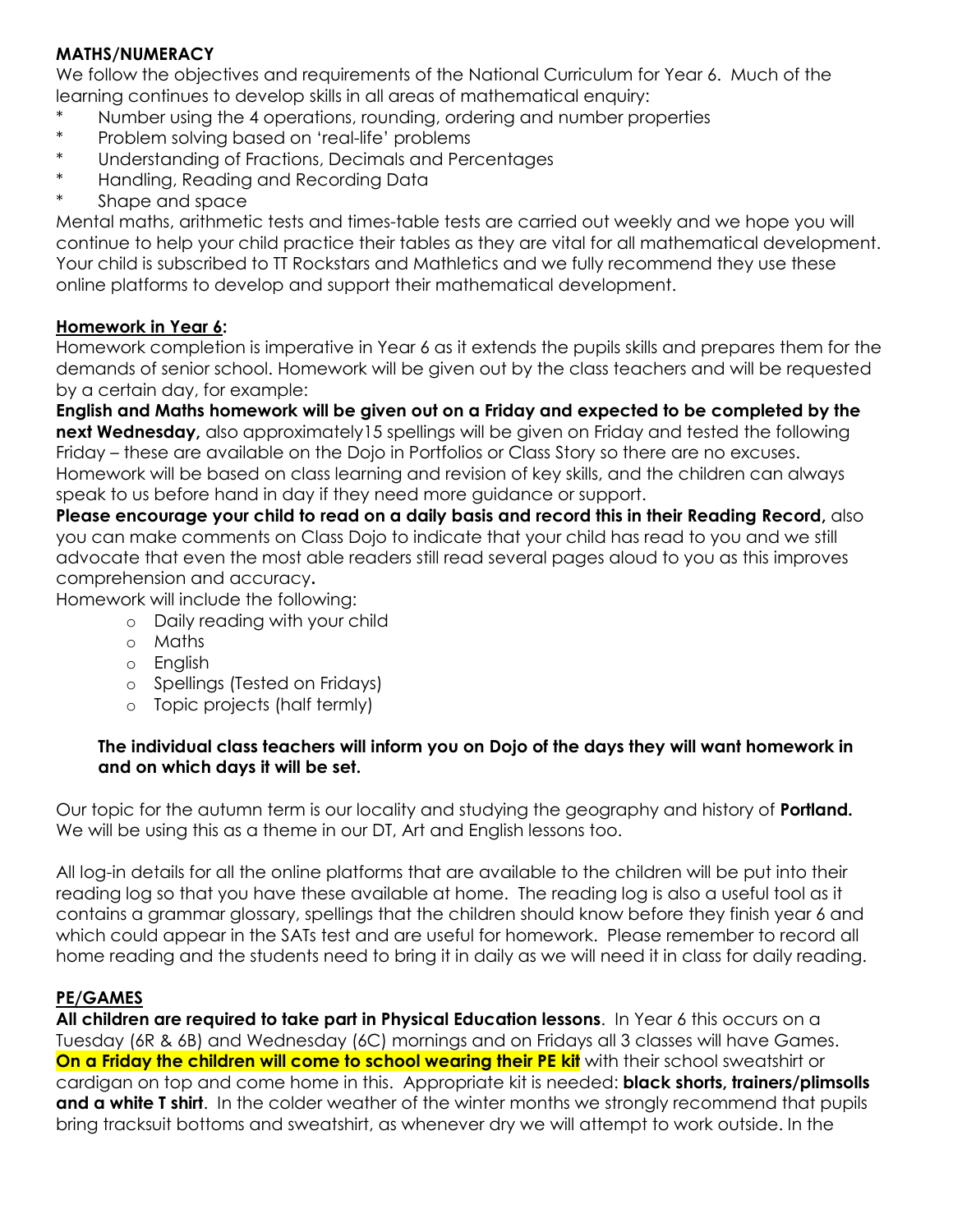**MATHS/NUMERACY**

We follow the objectives and requirements of the National Curriculum for Year 6. Much of the learning continues to develop skills in all areas of mathematical enquiry:

* Number using the 4 operations, rounding, ordering and number properties
* Problem solving based on 'real-life' problems
* Understanding of Fractions, Decimals and Percentages
* Handling, Reading and Recording Data
* Shape and space

Mental maths, arithmetic tests and times-table tests are carried out weekly and we hope you will continue to help your child practice their tables as they are vital for all mathematical development. Your child is subscribed to TT Rockstars and Mathletics and we fully recommend they use these online platforms to develop and support their mathematical development.

**Homework in Year 6:**

Homework completion is imperative in Year 6 as it extends the pupils skills and prepares them for the demands of senior school. Homework will be given out by the class teachers and will be requested by a certain day, for example:

**English and Maths homework will be given out on a Friday and expected to be completed by the next Wednesday,** also approximately15 spellings will be given on Friday and tested the following Friday – these are available on the Dojo in Portfolios or Class Story so there are no excuses. Homework will be based on class learning and revision of key skills, and the children can always speak to us before hand in day if they need more guidance or support.

**Please encourage your child to read on a daily basis and record this in their Reading Record,** also you can make comments on Class Dojo to indicate that your child has read to you and we still advocate that even the most able readers still read several pages aloud to you as this improves comprehension and accuracy**.**

Homework will include the following:

- Daily reading with your child
- Maths
- English
- Spellings (Tested on Fridays)
- Topic projects (half termly)

**The individual class teachers will inform you on Dojo of the days they will want homework in and on which days it will be set.**

Our topic for the autumn term is our locality and studying the geography and history of **Portland.** We will be using this as a theme in our DT, Art and English lessons too.

All log-in details for all the online platforms that are available to the children will be put into their reading log so that you have these available at home. The reading log is also a useful tool as it contains a grammar glossary, spellings that the children should know before they finish year 6 and which could appear in the SATs test and are useful for homework. Please remember to record all home reading and the students need to bring it in daily as we will need it in class for daily reading.

**PE/GAMES**

**All children are required to take part in Physical Education lessons**. In Year 6 this occurs on a Tuesday (6R & 6B) and Wednesday (6C) mornings and on Fridays all 3 classes will have Games. **On a Friday the children will come to school wearing their PE kit** with their school sweatshirt or cardigan on top and come home in this. Appropriate kit is needed: **black shorts, trainers/plimsolls and a white T shirt**. In the colder weather of the winter months we strongly recommend that pupils bring tracksuit bottoms and sweatshirt, as whenever dry we will attempt to work outside. In the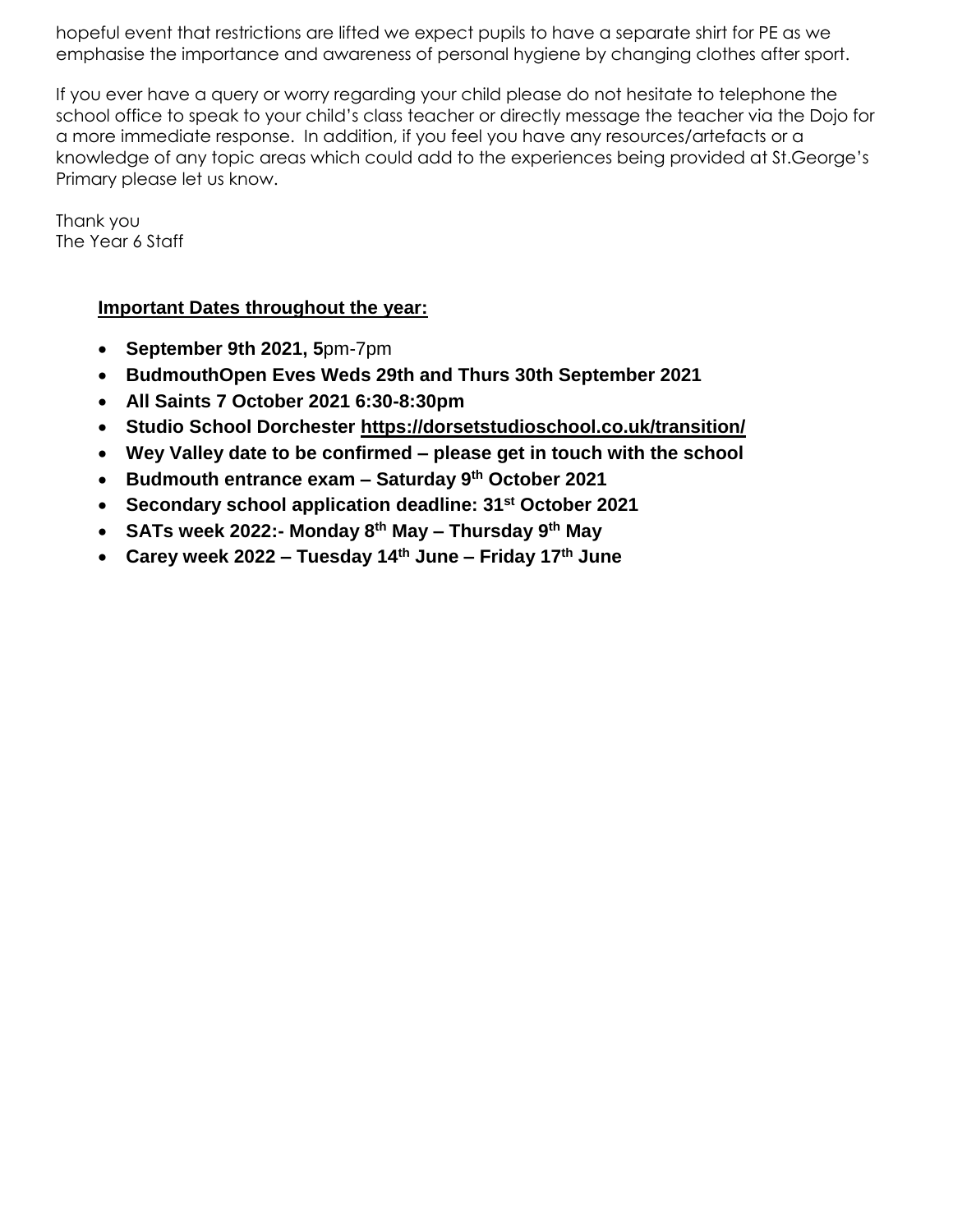hopeful event that restrictions are lifted we expect pupils to have a separate shirt for PE as we emphasise the importance and awareness of personal hygiene by changing clothes after sport.

If you ever have a query or worry regarding your child please do not hesitate to telephone the school office to speak to your child's class teacher or directly message the teacher via the Dojo for a more immediate response. In addition, if you feel you have any resources/artefacts or a knowledge of any topic areas which could add to the experiences being provided at St.George's Primary please let us know.

Thank you
The Year 6 Staff

**Important Dates throughout the year:**

- **September 9th 2021, 5**pm-7pm
- **BudmouthOpen Eves Weds 29th and Thurs 30th September 2021**
- **All Saints 7 October 2021 6:30-8:30pm**
- **Studio School Dorchester https://dorsetstudioschool.co.uk/transition/**
- **Wey Valley date to be confirmed – please get in touch with the school**
- **Budmouth entrance exam – Saturday 9th October 2021**
- **Secondary school application deadline: 31st October 2021**
- **SATs week 2022:- Monday 8th May – Thursday 9th May**
- **Carey week 2022 – Tuesday 14th June – Friday 17th June**